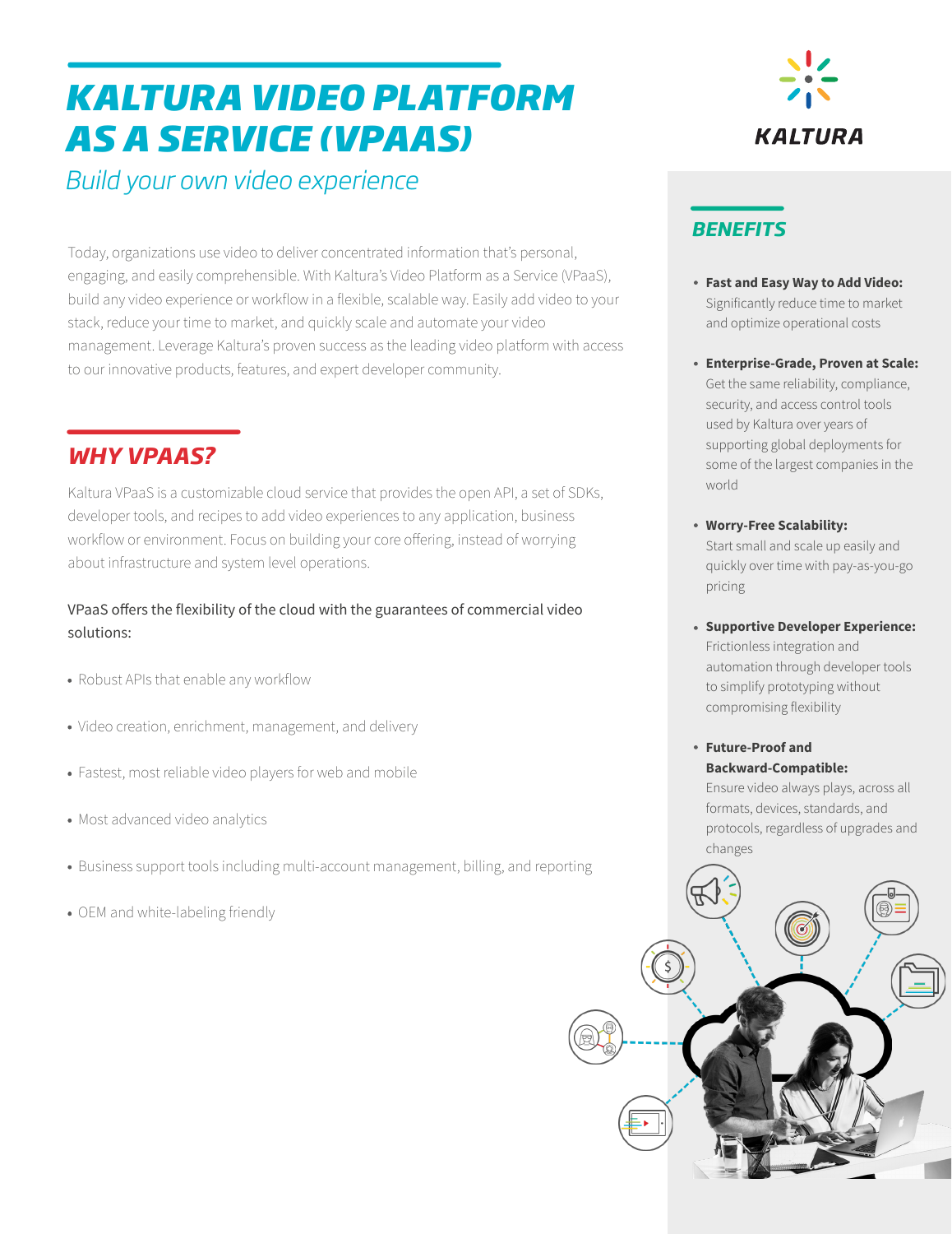# KALTURA VIDEO PLATFORM AS A SERVICE (VPAAS)

*Build your own video experience*

Today, organizations use video to deliver concentrated information that's personal, engaging, and easily comprehensible. With Kaltura's Video Platform as a Service (VPaaS), build any video experience or workflow in a flexible, scalable way. Easily add video to your stack, reduce your time to market, and quickly scale and automate your video management. Leverage Kaltura's proven success as the leading video platform with access to our innovative products, features, and expert developer community.

## WHY VPAAS?

Kaltura VPaaS is a customizable cloud service that provides the open API, a set of SDKs, developer tools, and recipes to add video experiences to any application, business workflow or environment. Focus on building your core offering, instead of worrying about infrastructure and system level operations.

VPaaS offers the flexibility of the cloud with the guarantees of commercial video solutions:

- Robust APIs that enable any workflow
- Video creation, enrichment, management, and delivery
- Fastest, most reliable video players for web and mobile
- Most advanced video analytics
- Business support tools including multi-account management, billing, and reporting
- OEM and white-labeling friendly

## BENEFITS

- **Fast and Easy Way to Add Video:** Significantly reduce time to market and optimize operational costs
- **Enterprise-Grade, Proven at Scale:** Get the same reliability, compliance, security, and access control tools used by Kaltura over years of supporting global deployments for some of the largest companies in the world
- **Worry-Free Scalability:** Start small and scale up easily and quickly over time with pay-as-you-go pricing
- **Supportive Developer Experience:** Frictionless integration and automation through developer tools to simplify prototyping without compromising flexibility
- **Future-Proof and Backward-Compatible:** Ensure video always plays, across all formats, devices, standards, and protocols, regardless of upgrades and changes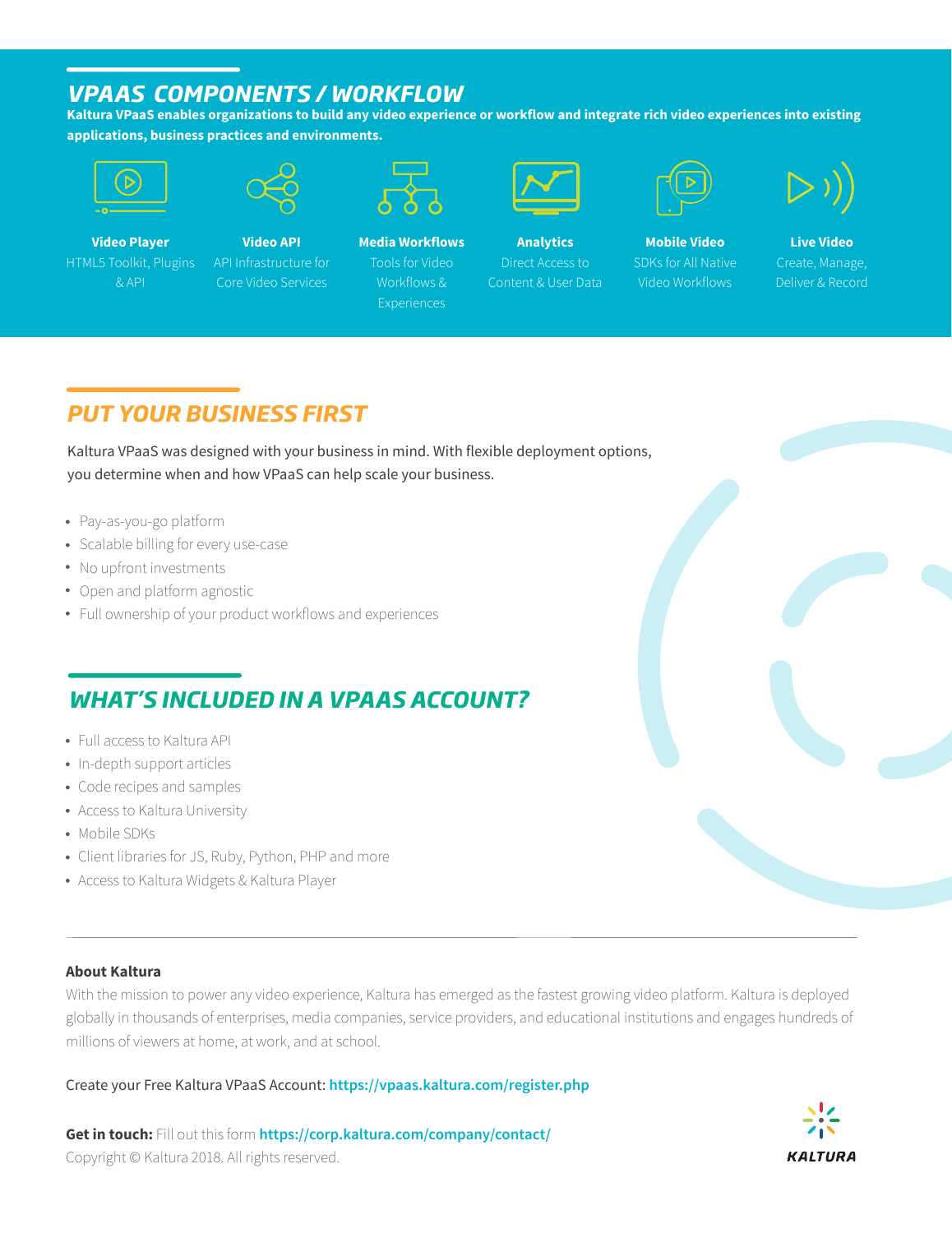## VPAAS COMPONENTS / WORKFLOW

**Kaltura VPaaS enables organizations to build any video experience or workflow and integrate rich video experiences into existing applications, business practices and environments.**

**Video Player**
HTML5 Toolkit, Plugins & API

**Video API**
API Infrastructure for Core Video Services

**Media Workflows**
Tools for Video Workflows & Experiences

**Analytics**
Direct Access to Content & User Data

**Mobile Video**
SDKs for All Native Video Workflows

**Live Video**
Create, Manage, Deliver & Record

## PUT YOUR BUSINESS FIRST

Kaltura VPaaS was designed with your business in mind. With flexible deployment options, you determine when and how VPaaS can help scale your business.

- Pay-as-you-go platform
- Scalable billing for every use-case
- No upfront investments
- Open and platform agnostic
- Full ownership of your product workflows and experiences

## WHAT'S INCLUDED IN A VPAAS ACCOUNT?

- Full access to Kaltura API
- In-depth support articles
- Code recipes and samples
- Access to Kaltura University
- Mobile SDKs
- Client libraries for JS, Ruby, Python, PHP and more
- Access to Kaltura Widgets & Kaltura Player

---

**About Kaltura**

With the mission to power any video experience, Kaltura has emerged as the fastest growing video platform. Kaltura is deployed globally in thousands of enterprises, media companies, service providers, and educational institutions and engages hundreds of millions of viewers at home, at work, and at school.

Create your Free Kaltura VPaaS Account: **https://vpaas.kaltura.com/register.php**

**Get in touch:** Fill out this form **https://corp.kaltura.com/company/contact/**

Copyright © Kaltura 2018. All rights reserved.

KALTURA